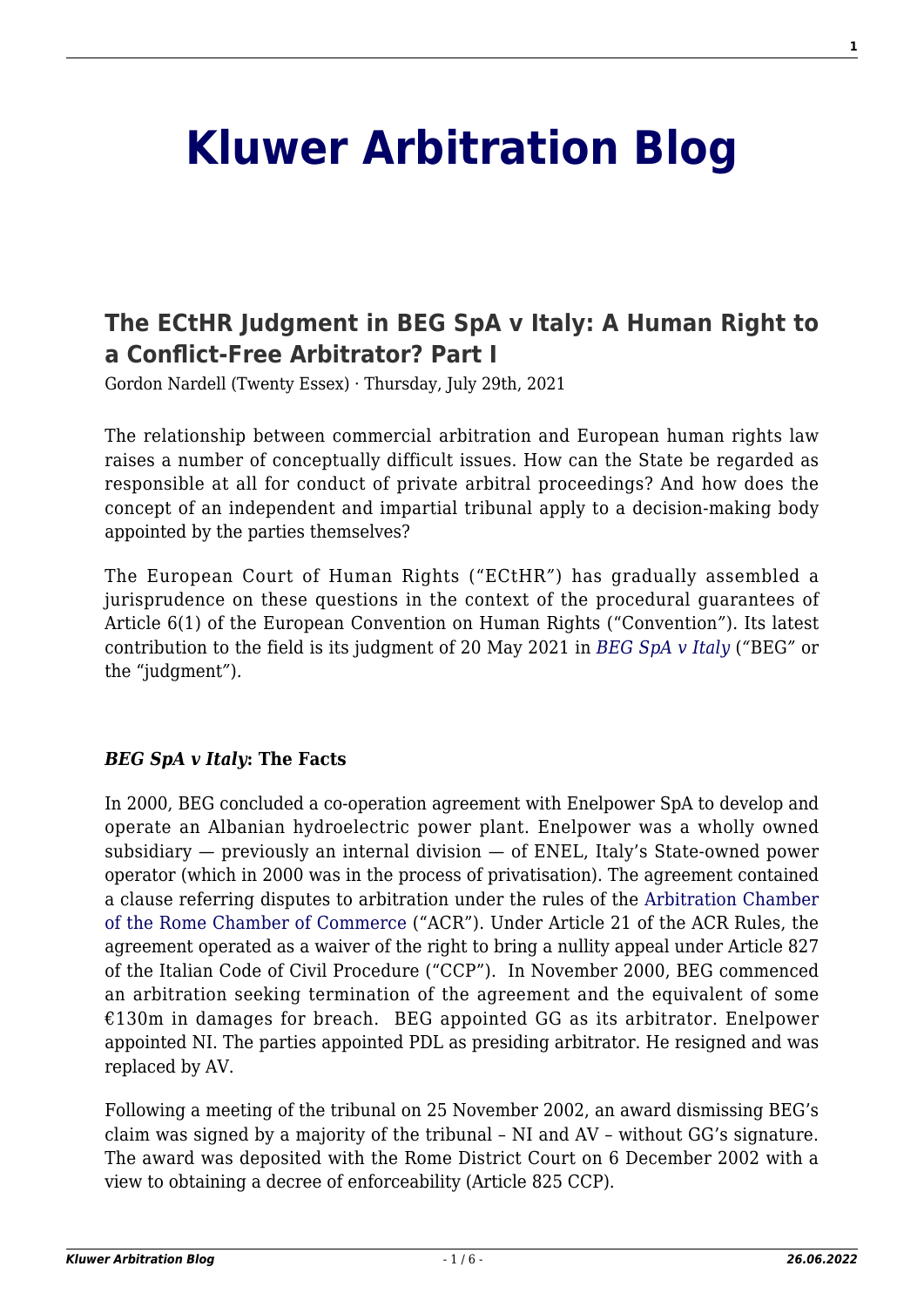# Kluwer Arbitration Blog

## The ECtHR Judgment in BEG SpA v Italy: A Human Right to a Conflict-Free Arbitrator? Part I

Gordon Nardell (Twenty Essex) · Thursday, July 29th, 2021

The relationship between commercial arbitration and European human rights law raises a number of conceptually difficult issues. How can the State be regarded as responsible at all for conduct of private arbitral proceedings? And how does the concept of an independent and impartial tribunal apply to a decision-making body appointed by the parties themselves?

The European Court of Human Rights ("ECtHR") has gradually assembled a jurisprudence on these questions in the context of the procedural guarantees of Article 6(1) of the European Convention on Human Rights ("Convention"). Its latest contribution to the field is its judgment of 20 May 2021 in *BEG SpA v Italy* ("BEG" or the "judgment").

### *BEG SpA v Italy*: The Facts

In 2000, BEG concluded a co-operation agreement with Enelpower SpA to develop and operate an Albanian hydroelectric power plant. Enelpower was a wholly owned subsidiary — previously an internal division — of ENEL, Italy's State-owned power operator (which in 2000 was in the process of privatisation). The agreement contained a clause referring disputes to arbitration under the rules of the Arbitration Chamber of the Rome Chamber of Commerce ("ACR"). Under Article 21 of the ACR Rules, the agreement operated as a waiver of the right to bring a nullity appeal under Article 827 of the Italian Code of Civil Procedure ("CCP"). In November 2000, BEG commenced an arbitration seeking termination of the agreement and the equivalent of some €130m in damages for breach. BEG appointed GG as its arbitrator. Enelpower appointed NI. The parties appointed PDL as presiding arbitrator. He resigned and was replaced by AV.

Following a meeting of the tribunal on 25 November 2002, an award dismissing BEG's claim was signed by a majority of the tribunal – NI and AV – without GG's signature. The award was deposited with the Rome District Court on 6 December 2002 with a view to obtaining a decree of enforceability (Article 825 CCP).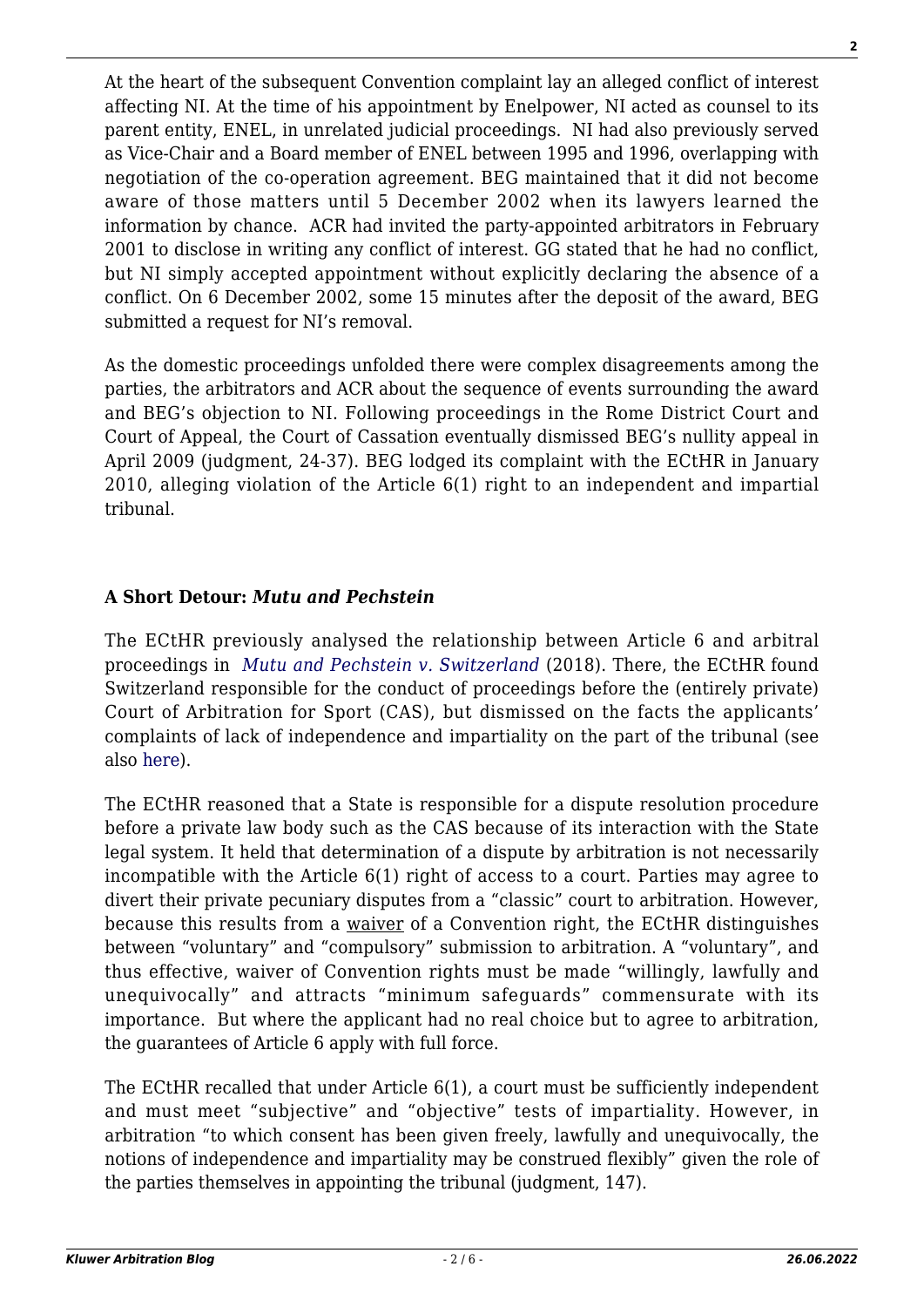At the heart of the subsequent Convention complaint lay an alleged conflict of interest affecting NI. At the time of his appointment by Enelpower, NI acted as counsel to its parent entity, ENEL, in unrelated judicial proceedings. NI had also previously served as Vice-Chair and a Board member of ENEL between 1995 and 1996, overlapping with negotiation of the co-operation agreement. BEG maintained that it did not become aware of those matters until 5 December 2002 when its lawyers learned the information by chance. ACR had invited the party-appointed arbitrators in February 2001 to disclose in writing any conflict of interest. GG stated that he had no conflict, but NI simply accepted appointment without explicitly declaring the absence of a conflict. On 6 December 2002, some 15 minutes after the deposit of the award, BEG submitted a request for NI's removal.

As the domestic proceedings unfolded there were complex disagreements among the parties, the arbitrators and ACR about the sequence of events surrounding the award and BEG's objection to NI. Following proceedings in the Rome District Court and Court of Appeal, the Court of Cassation eventually dismissed BEG's nullity appeal in April 2009 (judgment, 24-37). BEG lodged its complaint with the ECtHR in January 2010, alleging violation of the Article 6(1) right to an independent and impartial tribunal.

### A Short Detour: *Mutu and Pechstein*

The ECtHR previously analysed the relationship between Article 6 and arbitral proceedings in *Mutu and Pechstein v. Switzerland* (2018). There, the ECtHR found Switzerland responsible for the conduct of proceedings before the (entirely private) Court of Arbitration for Sport (CAS), but dismissed on the facts the applicants' complaints of lack of independence and impartiality on the part of the tribunal (see also here).

The ECtHR reasoned that a State is responsible for a dispute resolution procedure before a private law body such as the CAS because of its interaction with the State legal system. It held that determination of a dispute by arbitration is not necessarily incompatible with the Article 6(1) right of access to a court. Parties may agree to divert their private pecuniary disputes from a "classic" court to arbitration. However, because this results from a waiver of a Convention right, the ECtHR distinguishes between "voluntary" and "compulsory" submission to arbitration. A "voluntary", and thus effective, waiver of Convention rights must be made "willingly, lawfully and unequivocally" and attracts "minimum safeguards" commensurate with its importance. But where the applicant had no real choice but to agree to arbitration, the guarantees of Article 6 apply with full force.

The ECtHR recalled that under Article 6(1), a court must be sufficiently independent and must meet "subjective" and "objective" tests of impartiality. However, in arbitration "to which consent has been given freely, lawfully and unequivocally, the notions of independence and impartiality may be construed flexibly" given the role of the parties themselves in appointing the tribunal (judgment, 147).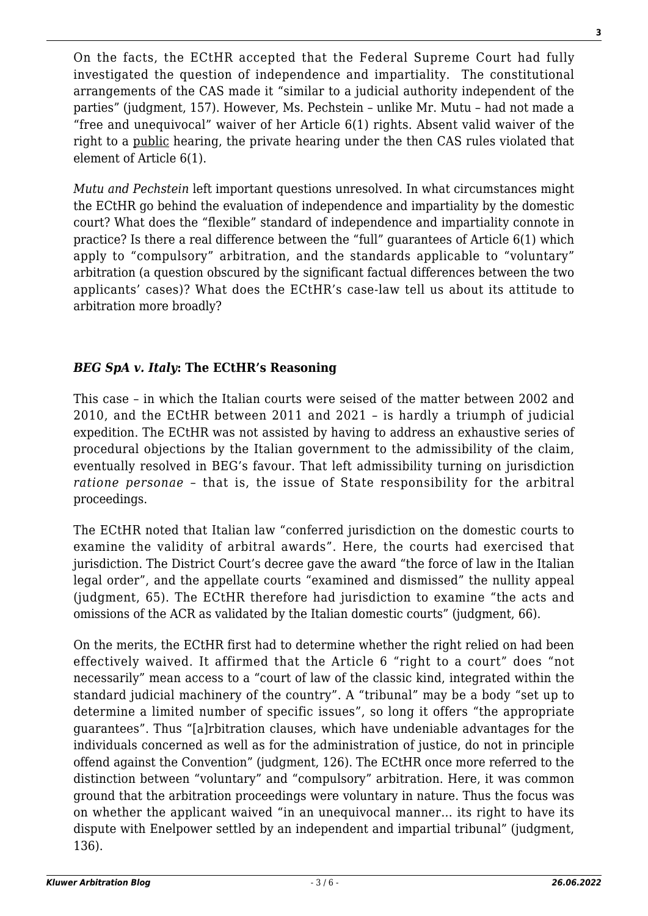On the facts, the ECtHR accepted that the Federal Supreme Court had fully investigated the question of independence and impartiality. The constitutional arrangements of the CAS made it "similar to a judicial authority independent of the parties" (judgment, 157). However, Ms. Pechstein – unlike Mr. Mutu – had not made a "free and unequivocal" waiver of her Article 6(1) rights. Absent valid waiver of the right to a public hearing, the private hearing under the then CAS rules violated that element of Article 6(1).

*Mutu and Pechstein* left important questions unresolved. In what circumstances might the ECtHR go behind the evaluation of independence and impartiality by the domestic court? What does the "flexible" standard of independence and impartiality connote in practice? Is there a real difference between the "full" guarantees of Article 6(1) which apply to "compulsory" arbitration, and the standards applicable to "voluntary" arbitration (a question obscured by the significant factual differences between the two applicants' cases)? What does the ECtHR's case-law tell us about its attitude to arbitration more broadly?

### *BEG SpA v. Italy*: The ECtHR's Reasoning

This case – in which the Italian courts were seised of the matter between 2002 and 2010, and the ECtHR between 2011 and 2021 – is hardly a triumph of judicial expedition. The ECtHR was not assisted by having to address an exhaustive series of procedural objections by the Italian government to the admissibility of the claim, eventually resolved in BEG's favour. That left admissibility turning on jurisdiction *ratione personae* – that is, the issue of State responsibility for the arbitral proceedings.

The ECtHR noted that Italian law "conferred jurisdiction on the domestic courts to examine the validity of arbitral awards". Here, the courts had exercised that jurisdiction. The District Court's decree gave the award "the force of law in the Italian legal order", and the appellate courts "examined and dismissed" the nullity appeal (judgment, 65). The ECtHR therefore had jurisdiction to examine "the acts and omissions of the ACR as validated by the Italian domestic courts" (judgment, 66).

On the merits, the ECtHR first had to determine whether the right relied on had been effectively waived. It affirmed that the Article 6 "right to a court" does "not necessarily" mean access to a "court of law of the classic kind, integrated within the standard judicial machinery of the country". A "tribunal" may be a body "set up to determine a limited number of specific issues", so long it offers "the appropriate guarantees". Thus "[a]rbitration clauses, which have undeniable advantages for the individuals concerned as well as for the administration of justice, do not in principle offend against the Convention" (judgment, 126). The ECtHR once more referred to the distinction between "voluntary" and "compulsory" arbitration. Here, it was common ground that the arbitration proceedings were voluntary in nature. Thus the focus was on whether the applicant waived "in an unequivocal manner… its right to have its dispute with Enelpower settled by an independent and impartial tribunal" (judgment, 136).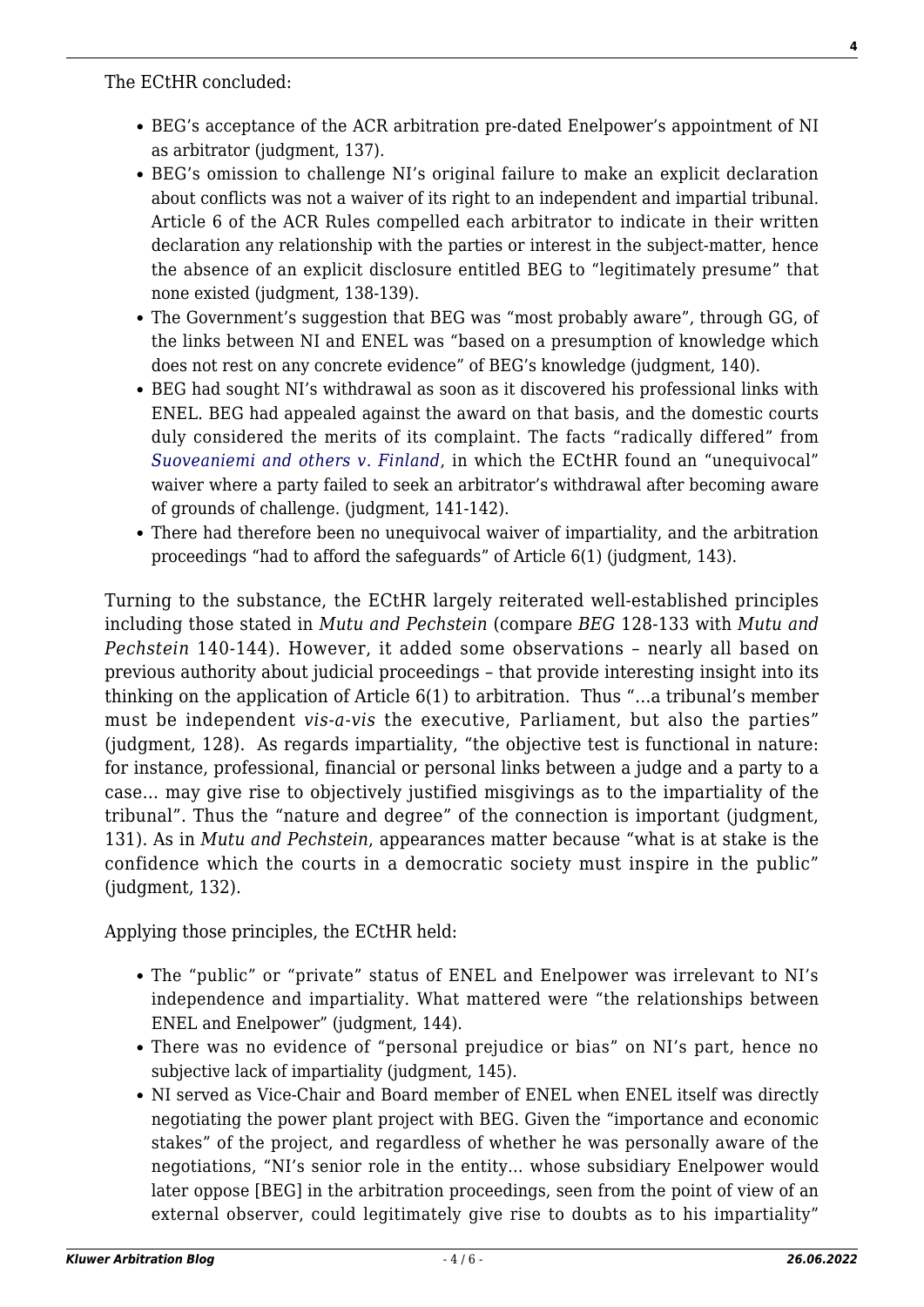The ECtHR concluded:

- BEG's acceptance of the ACR arbitration pre-dated Enelpower's appointment of NI as arbitrator (judgment, 137).
- BEG's omission to challenge NI's original failure to make an explicit declaration about conflicts was not a waiver of its right to an independent and impartial tribunal. Article 6 of the ACR Rules compelled each arbitrator to indicate in their written declaration any relationship with the parties or interest in the subject-matter, hence the absence of an explicit disclosure entitled BEG to "legitimately presume" that none existed (judgment, 138-139).
- The Government's suggestion that BEG was "most probably aware", through GG, of the links between NI and ENEL was "based on a presumption of knowledge which does not rest on any concrete evidence" of BEG's knowledge (judgment, 140).
- BEG had sought NI's withdrawal as soon as it discovered his professional links with ENEL. BEG had appealed against the award on that basis, and the domestic courts duly considered the merits of its complaint. The facts "radically differed" from *Suoveaniemi and others v. Finland*, in which the ECtHR found an "unequivocal" waiver where a party failed to seek an arbitrator's withdrawal after becoming aware of grounds of challenge. (judgment, 141-142).
- There had therefore been no unequivocal waiver of impartiality, and the arbitration proceedings "had to afford the safeguards" of Article 6(1) (judgment, 143).

Turning to the substance, the ECtHR largely reiterated well-established principles including those stated in *Mutu and Pechstein* (compare *BEG* 128-133 with *Mutu and Pechstein* 140-144). However, it added some observations – nearly all based on previous authority about judicial proceedings – that provide interesting insight into its thinking on the application of Article 6(1) to arbitration. Thus "…a tribunal's member must be independent *vis-a-vis* the executive, Parliament, but also the parties" (judgment, 128). As regards impartiality, "the objective test is functional in nature: for instance, professional, financial or personal links between a judge and a party to a case… may give rise to objectively justified misgivings as to the impartiality of the tribunal". Thus the "nature and degree" of the connection is important (judgment, 131). As in *Mutu and Pechstein*, appearances matter because "what is at stake is the confidence which the courts in a democratic society must inspire in the public" (judgment, 132).

Applying those principles, the ECtHR held:

- The "public" or "private" status of ENEL and Enelpower was irrelevant to NI's independence and impartiality. What mattered were "the relationships between ENEL and Enelpower" (judgment, 144).
- There was no evidence of "personal prejudice or bias" on NI's part, hence no subjective lack of impartiality (judgment, 145).
- NI served as Vice-Chair and Board member of ENEL when ENEL itself was directly negotiating the power plant project with BEG. Given the "importance and economic stakes" of the project, and regardless of whether he was personally aware of the negotiations, "NI's senior role in the entity… whose subsidiary Enelpower would later oppose [BEG] in the arbitration proceedings, seen from the point of view of an external observer, could legitimately give rise to doubts as to his impartiality"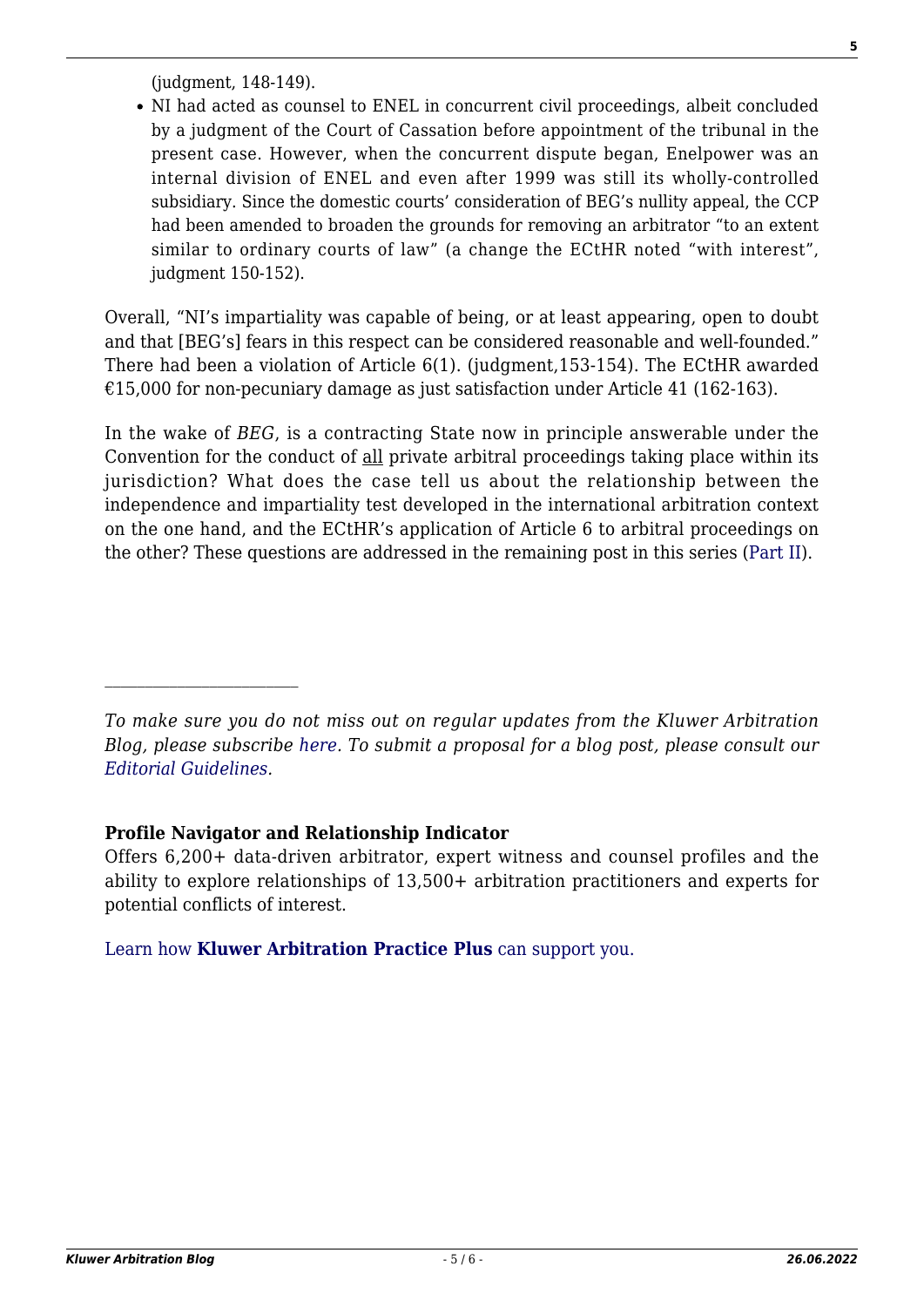(judgment, 148-149).

- NI had acted as counsel to ENEL in concurrent civil proceedings, albeit concluded by a judgment of the Court of Cassation before appointment of the tribunal in the present case. However, when the concurrent dispute began, Enelpower was an internal division of ENEL and even after 1999 was still its wholly-controlled subsidiary. Since the domestic courts' consideration of BEG's nullity appeal, the CCP had been amended to broaden the grounds for removing an arbitrator "to an extent similar to ordinary courts of law" (a change the ECtHR noted "with interest", judgment 150-152).

Overall, "NI's impartiality was capable of being, or at least appearing, open to doubt and that [BEG's] fears in this respect can be considered reasonable and well-founded." There had been a violation of Article 6(1). (judgment,153-154). The ECtHR awarded €15,000 for non-pecuniary damage as just satisfaction under Article 41 (162-163).

In the wake of *BEG*, is a contracting State now in principle answerable under the Convention for the conduct of <u>all</u> private arbitral proceedings taking place within its jurisdiction? What does the case tell us about the relationship between the independence and impartiality test developed in the international arbitration context on the one hand, and the ECtHR's application of Article 6 to arbitral proceedings on the other? These questions are addressed in the remaining post in this series (Part II).

---

*To make sure you do not miss out on regular updates from the Kluwer Arbitration Blog, please subscribe here. To submit a proposal for a blog post, please consult our Editorial Guidelines.*

**Profile Navigator and Relationship Indicator**

Offers 6,200+ data-driven arbitrator, expert witness and counsel profiles and the ability to explore relationships of 13,500+ arbitration practitioners and experts for potential conflicts of interest.

Learn how **Kluwer Arbitration Practice Plus** can support you.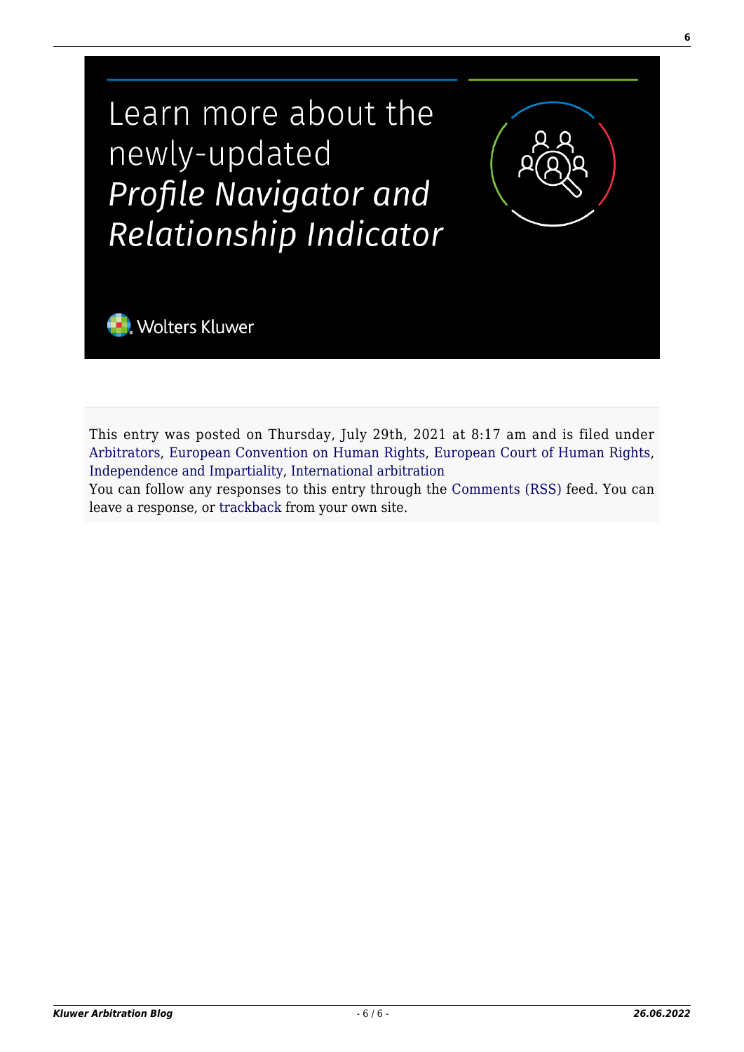Learn more about the newly-updated *Profile Navigator and Relationship Indicator*

Wolters Kluwer

This entry was posted on Thursday, July 29th, 2021 at 8:17 am and is filed under Arbitrators, European Convention on Human Rights, European Court of Human Rights, Independence and Impartiality, International arbitration

You can follow any responses to this entry through the Comments (RSS) feed. You can leave a response, or trackback from your own site.